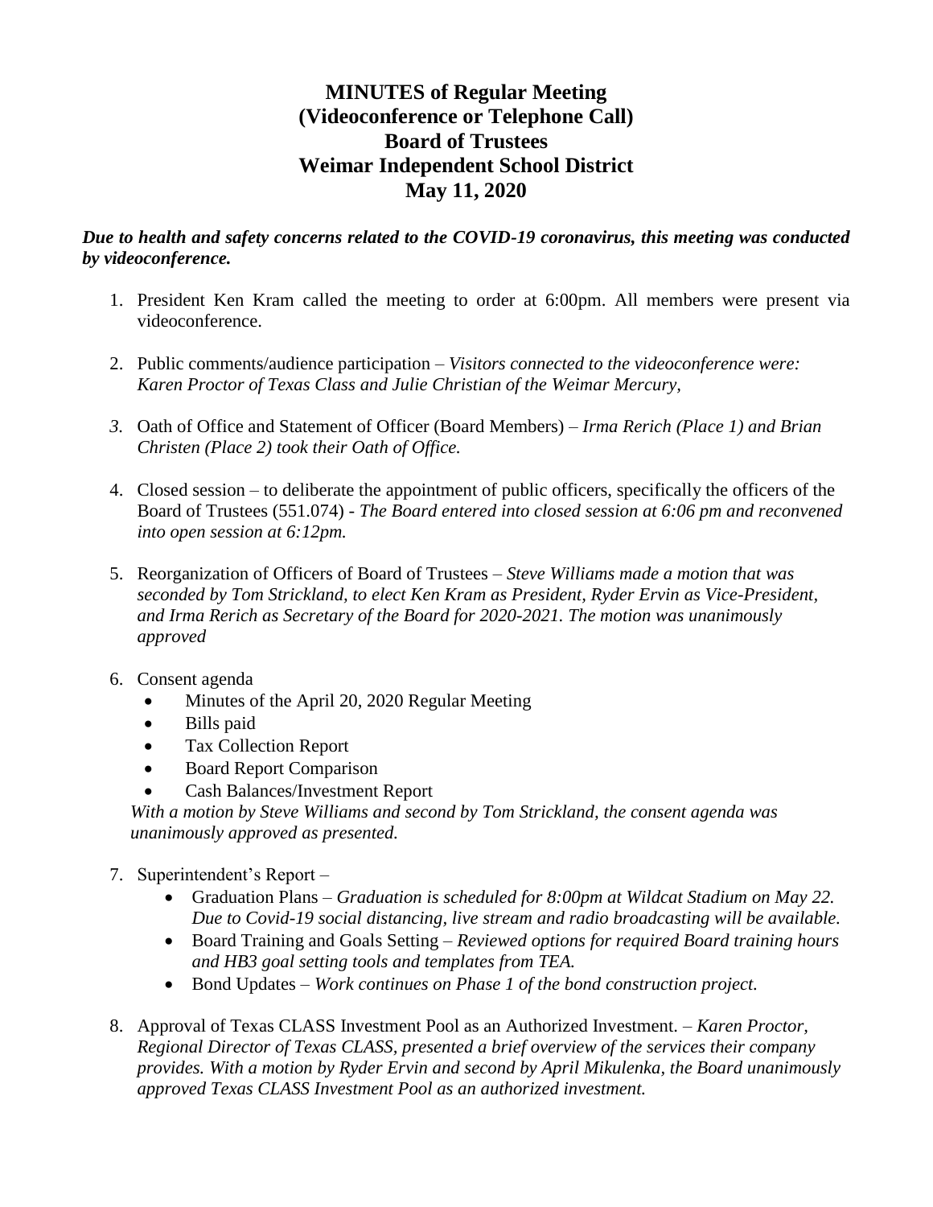# MINUTES of Regular Meeting (Videoconference or Telephone Call) Board of Trustees Weimar Independent School District May 11, 2020

***Due to health and safety concerns related to the COVID-19 coronavirus, this meeting was conducted by videoconference.***

1. President Ken Kram called the meeting to order at 6:00pm. All members were present via videoconference.

2. Public comments/audience participation – *Visitors connected to the videoconference were: Karen Proctor of Texas Class and Julie Christian of the Weimar Mercury,*

3. Oath of Office and Statement of Officer (Board Members) – *Irma Rerich (Place 1) and Brian Christen (Place 2) took their Oath of Office.*

4. Closed session – to deliberate the appointment of public officers, specifically the officers of the Board of Trustees (551.074) - *The Board entered into closed session at 6:06 pm and reconvened into open session at 6:12pm.*

5. Reorganization of Officers of Board of Trustees – *Steve Williams made a motion that was seconded by Tom Strickland, to elect Ken Kram as President, Ryder Ervin as Vice-President, and Irma Rerich as Secretary of the Board for 2020-2021. The motion was unanimously approved*

6. Consent agenda
   - Minutes of the April 20, 2020 Regular Meeting
   - Bills paid
   - Tax Collection Report
   - Board Report Comparison
   - Cash Balances/Investment Report

   *With a motion by Steve Williams and second by Tom Strickland, the consent agenda was unanimously approved as presented.*

7. Superintendent's Report –
   - Graduation Plans – *Graduation is scheduled for 8:00pm at Wildcat Stadium on May 22. Due to Covid-19 social distancing, live stream and radio broadcasting will be available.*
   - Board Training and Goals Setting – *Reviewed options for required Board training hours and HB3 goal setting tools and templates from TEA.*
   - Bond Updates – *Work continues on Phase 1 of the bond construction project.*

8. Approval of Texas CLASS Investment Pool as an Authorized Investment. – *Karen Proctor, Regional Director of Texas CLASS, presented a brief overview of the services their company provides. With a motion by Ryder Ervin and second by April Mikulenka, the Board unanimously approved Texas CLASS Investment Pool as an authorized investment.*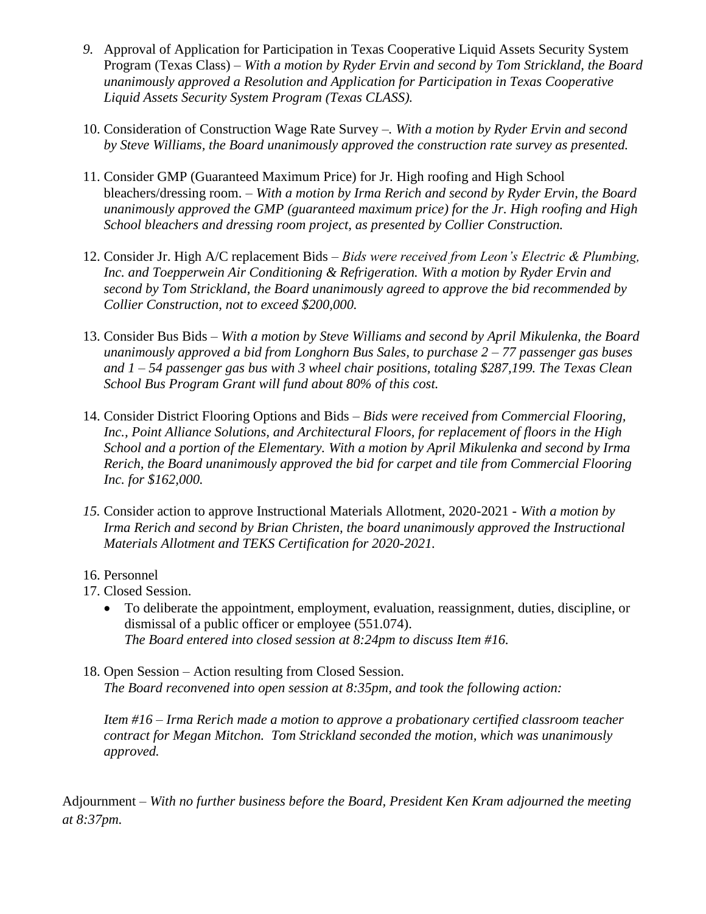9. Approval of Application for Participation in Texas Cooperative Liquid Assets Security System Program (Texas Class) – *With a motion by Ryder Ervin and second by Tom Strickland, the Board unanimously approved a Resolution and Application for Participation in Texas Cooperative Liquid Assets Security System Program (Texas CLASS).*

10. Consideration of Construction Wage Rate Survey –. *With a motion by Ryder Ervin and second by Steve Williams, the Board unanimously approved the construction rate survey as presented.*

11. Consider GMP (Guaranteed Maximum Price) for Jr. High roofing and High School bleachers/dressing room. – *With a motion by Irma Rerich and second by Ryder Ervin, the Board unanimously approved the GMP (guaranteed maximum price) for the Jr. High roofing and High School bleachers and dressing room project, as presented by Collier Construction.*

12. Consider Jr. High A/C replacement Bids – *Bids were received from Leon's Electric & Plumbing, Inc. and Toepperwein Air Conditioning & Refrigeration. With a motion by Ryder Ervin and second by Tom Strickland, the Board unanimously agreed to approve the bid recommended by Collier Construction, not to exceed $200,000.*

13. Consider Bus Bids – *With a motion by Steve Williams and second by April Mikulenka, the Board unanimously approved a bid from Longhorn Bus Sales, to purchase 2 – 77 passenger gas buses and 1 – 54 passenger gas bus with 3 wheel chair positions, totaling $287,199. The Texas Clean School Bus Program Grant will fund about 80% of this cost.*

14. Consider District Flooring Options and Bids – *Bids were received from Commercial Flooring, Inc., Point Alliance Solutions, and Architectural Floors, for replacement of floors in the High School and a portion of the Elementary. With a motion by April Mikulenka and second by Irma Rerich, the Board unanimously approved the bid for carpet and tile from Commercial Flooring Inc. for $162,000.*

15. Consider action to approve Instructional Materials Allotment, 2020-2021 - *With a motion by Irma Rerich and second by Brian Christen, the board unanimously approved the Instructional Materials Allotment and TEKS Certification for 2020-2021.*

16. Personnel
17. Closed Session.
    - To deliberate the appointment, employment, evaluation, reassignment, duties, discipline, or dismissal of a public officer or employee (551.074).
      *The Board entered into closed session at 8:24pm to discuss Item #16.*

18. Open Session – Action resulting from Closed Session.
    *The Board reconvened into open session at 8:35pm, and took the following action:*

    *Item #16 – Irma Rerich made a motion to approve a probationary certified classroom teacher contract for Megan Mitchon. Tom Strickland seconded the motion, which was unanimously approved.*

Adjournment – *With no further business before the Board, President Ken Kram adjourned the meeting at 8:37pm.*